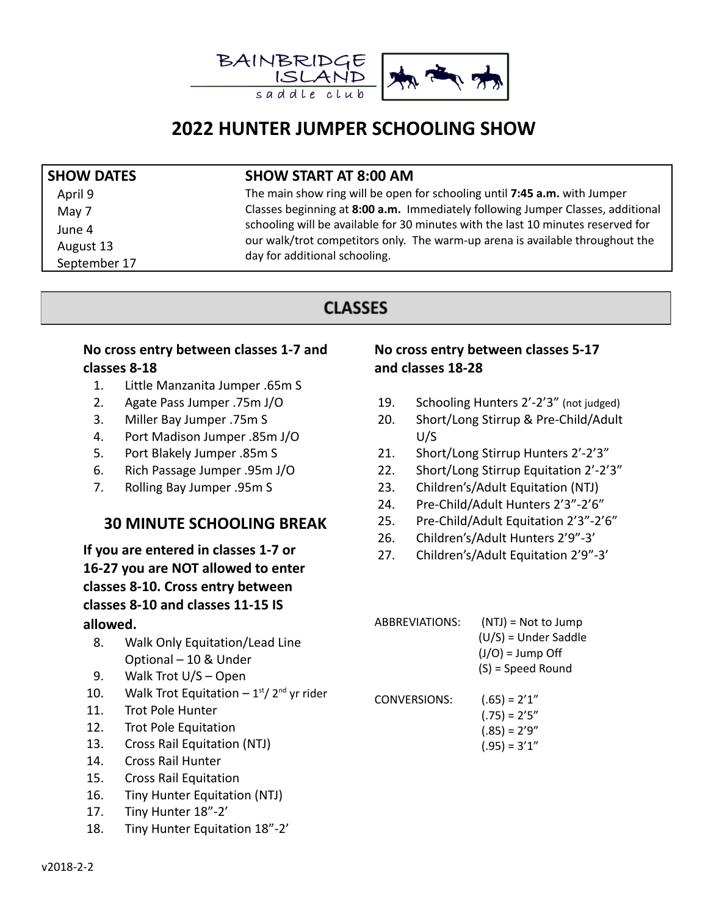BAINBRIDGE ISLAND saddle club

# 2022 HUNTER JUMPER SCHOOLING SHOW

| SHOW DATES | SHOW START AT 8:00 AM |
|---|---|
| April 9<br>May 7<br>June 4<br>August 13<br>September 17 | The main show ring will be open for schooling until **7:45 a.m.** with Jumper Classes beginning at **8:00 a.m.** Immediately following Jumper Classes, additional schooling will be available for 30 minutes with the last 10 minutes reserved for our walk/trot competitors only. The warm-up arena is available throughout the day for additional schooling. |

## CLASSES

**No cross entry between classes 1-7 and classes 8-18**

1. Little Manzanita Jumper .65m S
2. Agate Pass Jumper .75m J/O
3. Miller Bay Jumper .75m S
4. Port Madison Jumper .85m J/O
5. Port Blakely Jumper .85m S
6. Rich Passage Jumper .95m J/O
7. Rolling Bay Jumper .95m S

### 30 MINUTE SCHOOLING BREAK

**If you are entered in classes 1-7 or 16-27 you are NOT allowed to enter classes 8-10. Cross entry between classes 8-10 and classes 11-15 IS allowed.**

8. Walk Only Equitation/Lead Line Optional – 10 & Under
9. Walk Trot U/S – Open
10. Walk Trot Equitation – 1st/ 2nd yr rider
11. Trot Pole Hunter
12. Trot Pole Equitation
13. Cross Rail Equitation (NTJ)
14. Cross Rail Hunter
15. Cross Rail Equitation
16. Tiny Hunter Equitation (NTJ)
17. Tiny Hunter 18"-2'
18. Tiny Hunter Equitation 18"-2'

**No cross entry between classes 5-17 and classes 18-28**

19. Schooling Hunters 2'-2'3" (not judged)
20. Short/Long Stirrup & Pre-Child/Adult U/S
21. Short/Long Stirrup Hunters 2'-2'3"
22. Short/Long Stirrup Equitation 2'-2'3"
23. Children's/Adult Equitation (NTJ)
24. Pre-Child/Adult Hunters 2'3"-2'6"
25. Pre-Child/Adult Equitation 2'3"-2'6"
26. Children's/Adult Hunters 2'9"-3'
27. Children's/Adult Equitation 2'9"-3'

ABBREVIATIONS:
- (NTJ) = Not to Jump
- (U/S) = Under Saddle
- (J/O) = Jump Off
- (S) = Speed Round

CONVERSIONS:
- (.65) = 2'1"
- (.75) = 2'5"
- (.85) = 2'9"
- (.95) = 3'1"

v2018-2-2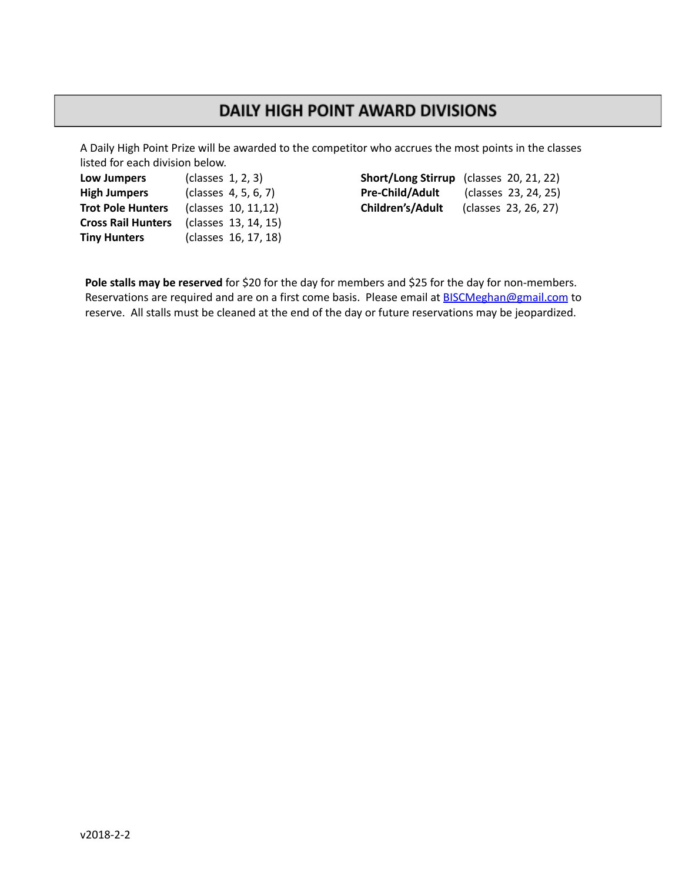## DAILY HIGH POINT AWARD DIVISIONS

A Daily High Point Prize will be awarded to the competitor who accrues the most points in the classes listed for each division below.

| | |
|---|---|
| **Low Jumpers** | (classes 1, 2, 3) |
| **High Jumpers** | (classes 4, 5, 6, 7) |
| **Trot Pole Hunters** | (classes 10, 11,12) |
| **Cross Rail Hunters** | (classes 13, 14, 15) |
| **Tiny Hunters** | (classes 16, 17, 18) |
| **Short/Long Stirrup** | (classes 20, 21, 22) |
| **Pre-Child/Adult** | (classes 23, 24, 25) |
| **Children's/Adult** | (classes 23, 26, 27) |

**Pole stalls may be reserved** for $20 for the day for members and $25 for the day for non-members. Reservations are required and are on a first come basis. Please email at BISCMeghan@gmail.com to reserve. All stalls must be cleaned at the end of the day or future reservations may be jeopardized.

v2018-2-2